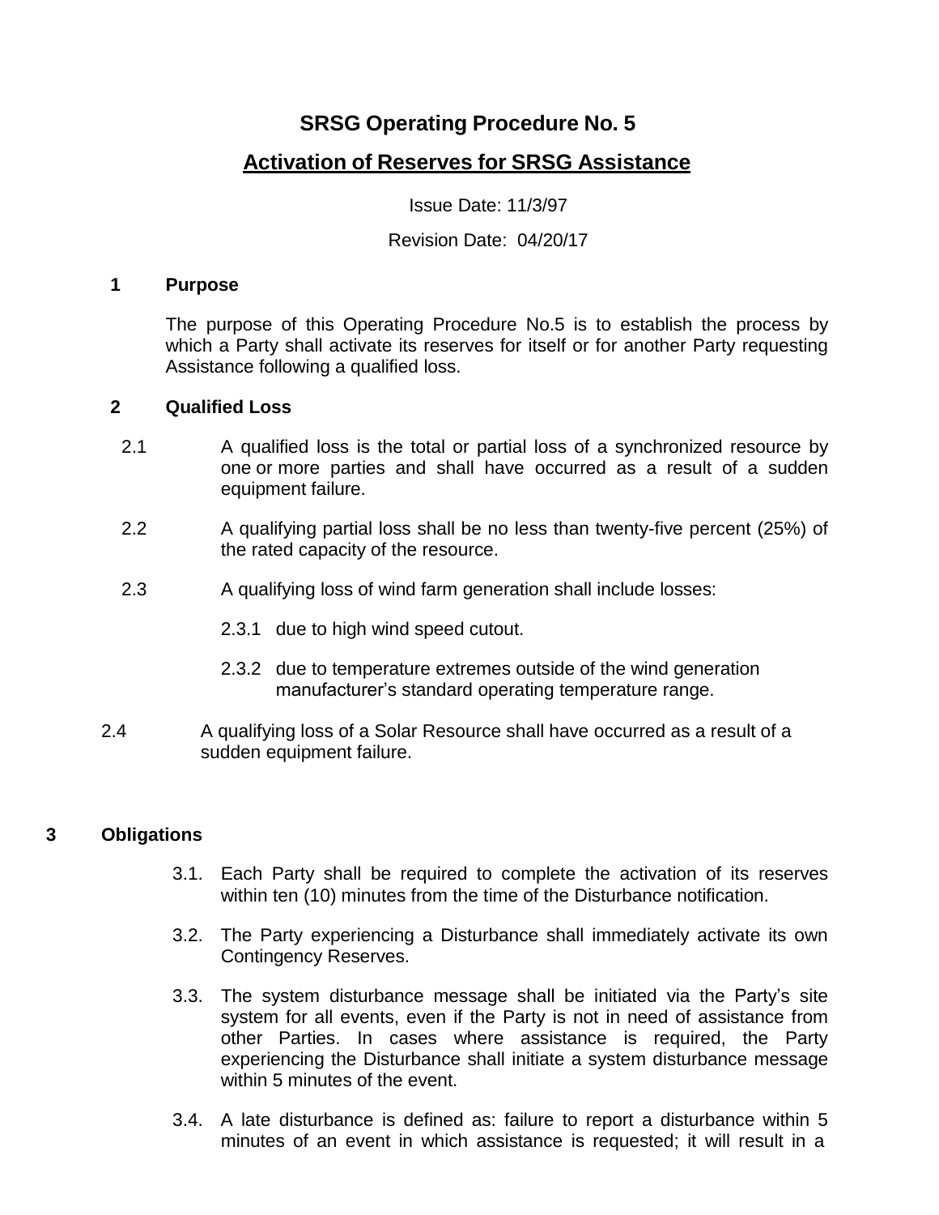# SRSG Operating Procedure No. 5

## Activation of Reserves for SRSG Assistance

Issue Date: 11/3/97

Revision Date: 04/20/17

### 1 Purpose

The purpose of this Operating Procedure No.5 is to establish the process by which a Party shall activate its reserves for itself or for another Party requesting Assistance following a qualified loss.

### 2 Qualified Loss

2.1 A qualified loss is the total or partial loss of a synchronized resource by one or more parties and shall have occurred as a result of a sudden equipment failure.

2.2 A qualifying partial loss shall be no less than twenty-five percent (25%) of the rated capacity of the resource.

2.3 A qualifying loss of wind farm generation shall include losses:

2.3.1 due to high wind speed cutout.

2.3.2 due to temperature extremes outside of the wind generation manufacturer's standard operating temperature range.

2.4 A qualifying loss of a Solar Resource shall have occurred as a result of a sudden equipment failure.

### 3 Obligations

3.1. Each Party shall be required to complete the activation of its reserves within ten (10) minutes from the time of the Disturbance notification.

3.2. The Party experiencing a Disturbance shall immediately activate its own Contingency Reserves.

3.3. The system disturbance message shall be initiated via the Party's site system for all events, even if the Party is not in need of assistance from other Parties. In cases where assistance is required, the Party experiencing the Disturbance shall initiate a system disturbance message within 5 minutes of the event.

3.4. A late disturbance is defined as: failure to report a disturbance within 5 minutes of an event in which assistance is requested; it will result in a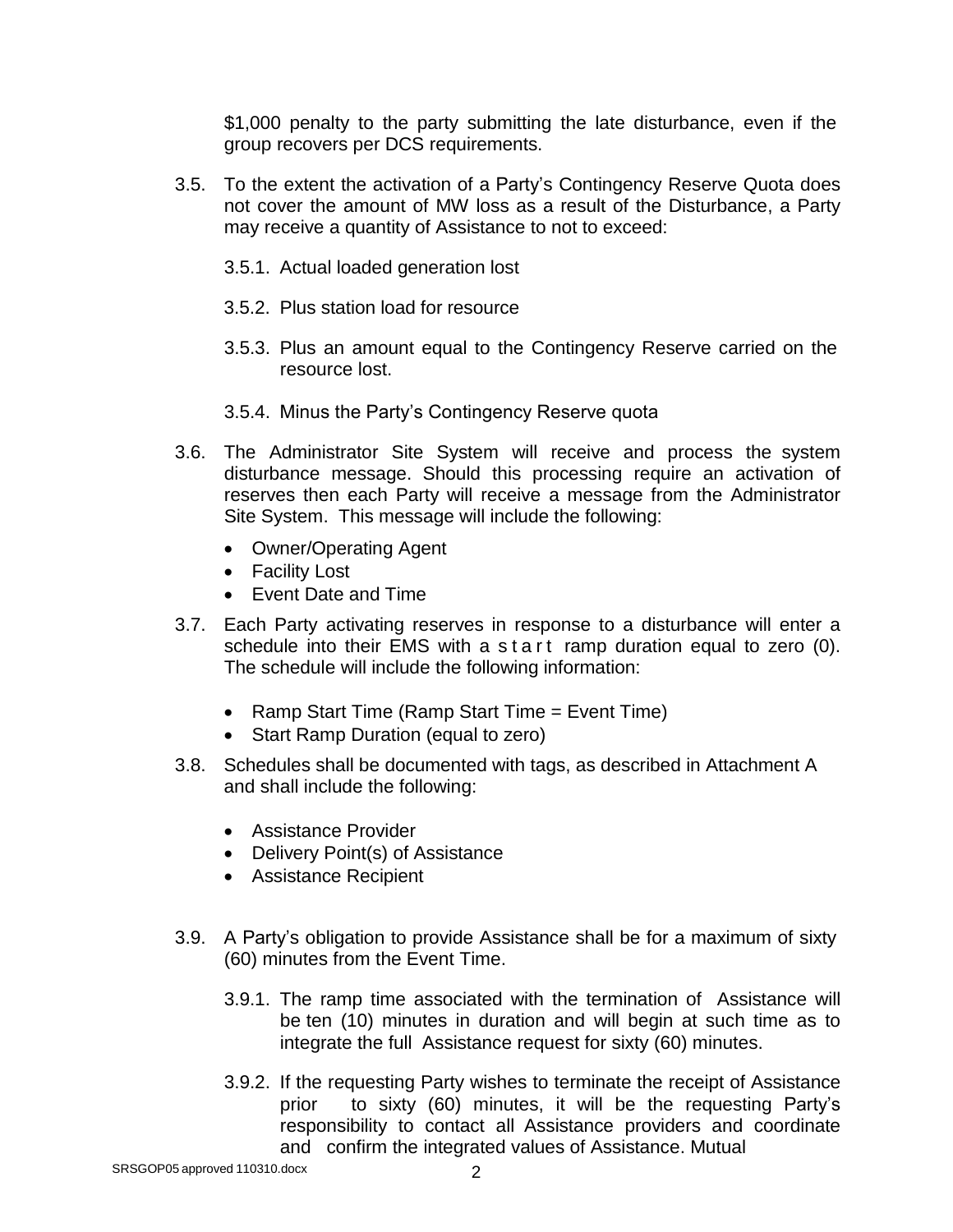$1,000 penalty to the party submitting the late disturbance, even if the group recovers per DCS requirements.

3.5. To the extent the activation of a Party's Contingency Reserve Quota does not cover the amount of MW loss as a result of the Disturbance, a Party may receive a quantity of Assistance to not to exceed:

   3.5.1. Actual loaded generation lost

   3.5.2. Plus station load for resource

   3.5.3. Plus an amount equal to the Contingency Reserve carried on the resource lost.

   3.5.4. Minus the Party's Contingency Reserve quota

3.6. The Administrator Site System will receive and process the system disturbance message. Should this processing require an activation of reserves then each Party will receive a message from the Administrator Site System. This message will include the following:

- Owner/Operating Agent
- Facility Lost
- Event Date and Time

3.7. Each Party activating reserves in response to a disturbance will enter a schedule into their EMS with a start ramp duration equal to zero (0). The schedule will include the following information:

- Ramp Start Time (Ramp Start Time = Event Time)
- Start Ramp Duration (equal to zero)

3.8. Schedules shall be documented with tags, as described in Attachment A and shall include the following:

- Assistance Provider
- Delivery Point(s) of Assistance
- Assistance Recipient

3.9. A Party's obligation to provide Assistance shall be for a maximum of sixty (60) minutes from the Event Time.

   3.9.1. The ramp time associated with the termination of Assistance will be ten (10) minutes in duration and will begin at such time as to integrate the full Assistance request for sixty (60) minutes.

   3.9.2. If the requesting Party wishes to terminate the receipt of Assistance prior to sixty (60) minutes, it will be the requesting Party's responsibility to contact all Assistance providers and coordinate and confirm the integrated values of Assistance. Mutual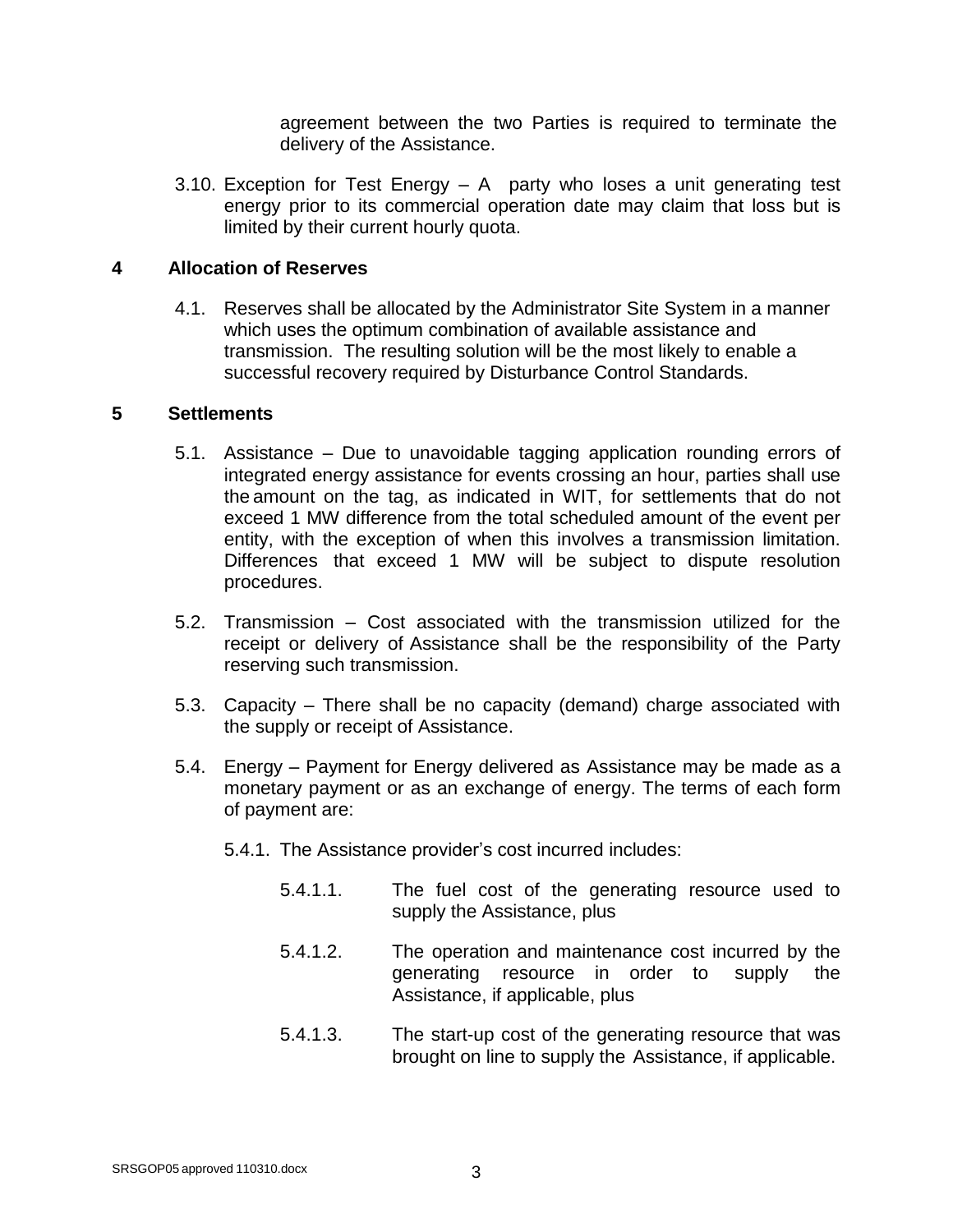agreement between the two Parties is required to terminate the delivery of the Assistance.

3.10. Exception for Test Energy – A party who loses a unit generating test energy prior to its commercial operation date may claim that loss but is limited by their current hourly quota.

## 4 Allocation of Reserves

4.1. Reserves shall be allocated by the Administrator Site System in a manner which uses the optimum combination of available assistance and transmission. The resulting solution will be the most likely to enable a successful recovery required by Disturbance Control Standards.

## 5 Settlements

5.1. Assistance – Due to unavoidable tagging application rounding errors of integrated energy assistance for events crossing an hour, parties shall use the amount on the tag, as indicated in WIT, for settlements that do not exceed 1 MW difference from the total scheduled amount of the event per entity, with the exception of when this involves a transmission limitation. Differences that exceed 1 MW will be subject to dispute resolution procedures.

5.2. Transmission – Cost associated with the transmission utilized for the receipt or delivery of Assistance shall be the responsibility of the Party reserving such transmission.

5.3. Capacity – There shall be no capacity (demand) charge associated with the supply or receipt of Assistance.

5.4. Energy – Payment for Energy delivered as Assistance may be made as a monetary payment or as an exchange of energy. The terms of each form of payment are:

5.4.1. The Assistance provider's cost incurred includes:

5.4.1.1. The fuel cost of the generating resource used to supply the Assistance, plus

5.4.1.2. The operation and maintenance cost incurred by the generating resource in order to supply the Assistance, if applicable, plus

5.4.1.3. The start-up cost of the generating resource that was brought on line to supply the Assistance, if applicable.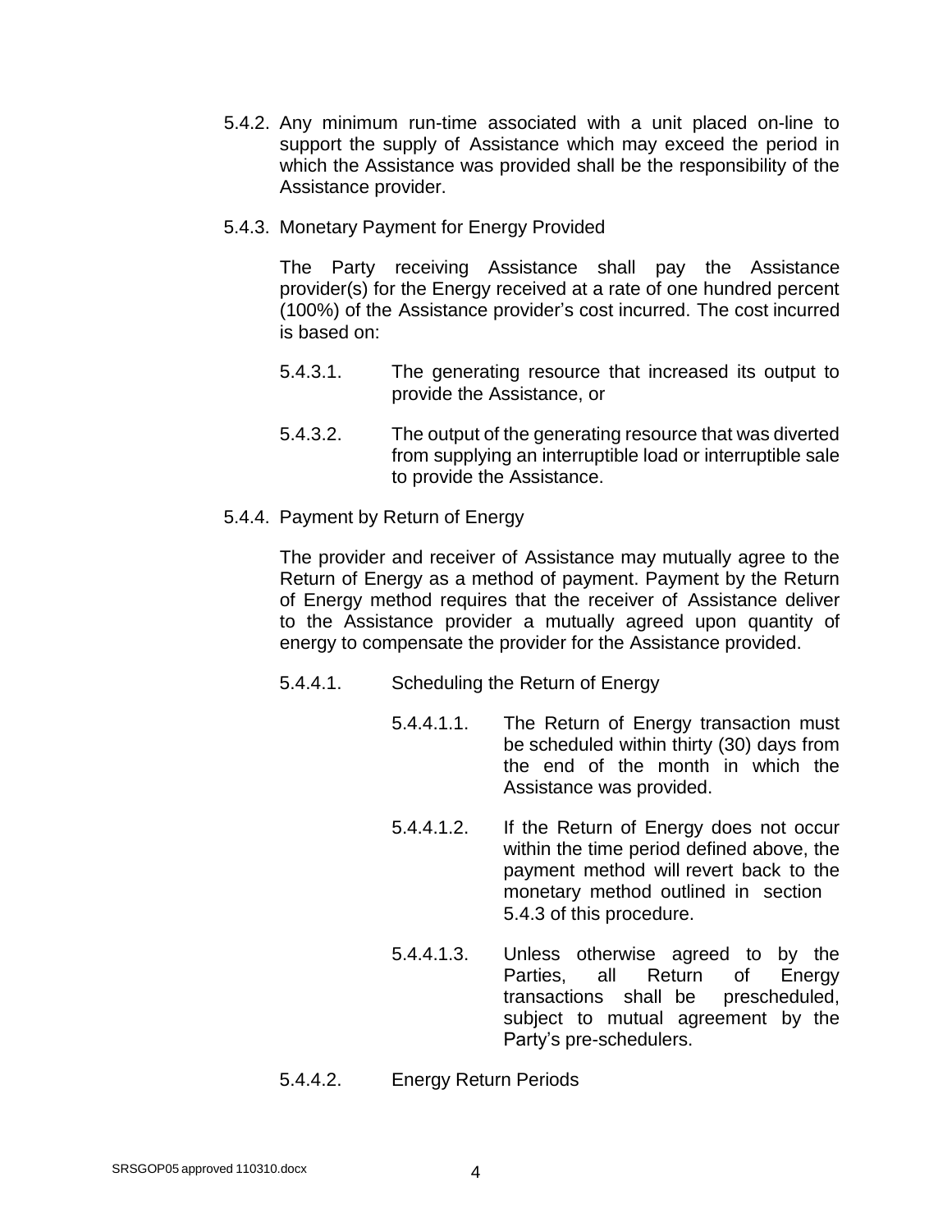5.4.2. Any minimum run-time associated with a unit placed on-line to support the supply of Assistance which may exceed the period in which the Assistance was provided shall be the responsibility of the Assistance provider.

5.4.3. Monetary Payment for Energy Provided

The Party receiving Assistance shall pay the Assistance provider(s) for the Energy received at a rate of one hundred percent (100%) of the Assistance provider's cost incurred. The cost incurred is based on:

5.4.3.1. The generating resource that increased its output to provide the Assistance, or

5.4.3.2. The output of the generating resource that was diverted from supplying an interruptible load or interruptible sale to provide the Assistance.

5.4.4. Payment by Return of Energy

The provider and receiver of Assistance may mutually agree to the Return of Energy as a method of payment. Payment by the Return of Energy method requires that the receiver of Assistance deliver to the Assistance provider a mutually agreed upon quantity of energy to compensate the provider for the Assistance provided.

5.4.4.1. Scheduling the Return of Energy

5.4.4.1.1. The Return of Energy transaction must be scheduled within thirty (30) days from the end of the month in which the Assistance was provided.

5.4.4.1.2. If the Return of Energy does not occur within the time period defined above, the payment method will revert back to the monetary method outlined in section 5.4.3 of this procedure.

5.4.4.1.3. Unless otherwise agreed to by the Parties, all Return of Energy transactions shall be prescheduled, subject to mutual agreement by the Party's pre-schedulers.

5.4.4.2. Energy Return Periods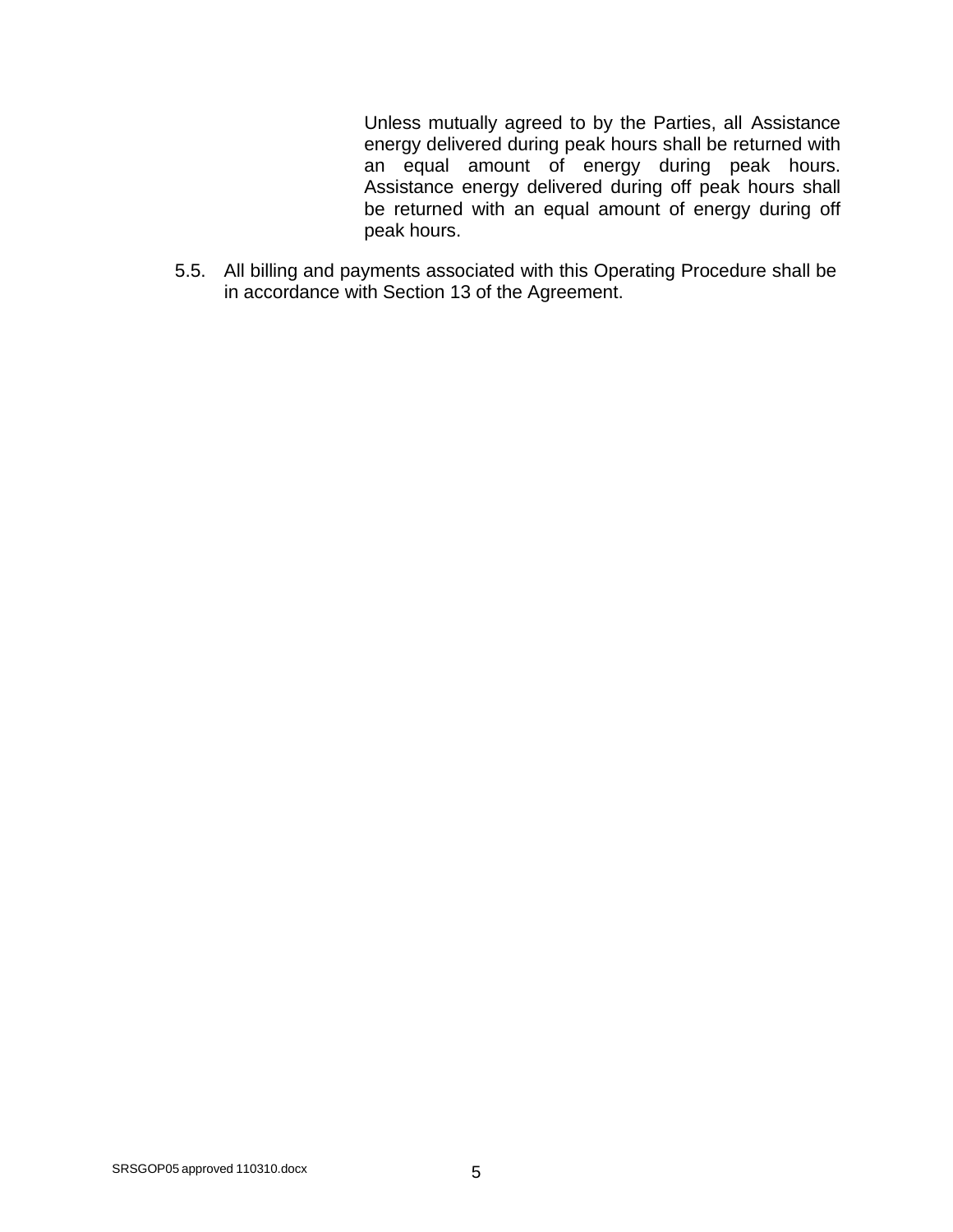Unless mutually agreed to by the Parties, all Assistance energy delivered during peak hours shall be returned with an equal amount of energy during peak hours. Assistance energy delivered during off peak hours shall be returned with an equal amount of energy during off peak hours.

5.5. All billing and payments associated with this Operating Procedure shall be in accordance with Section 13 of the Agreement.